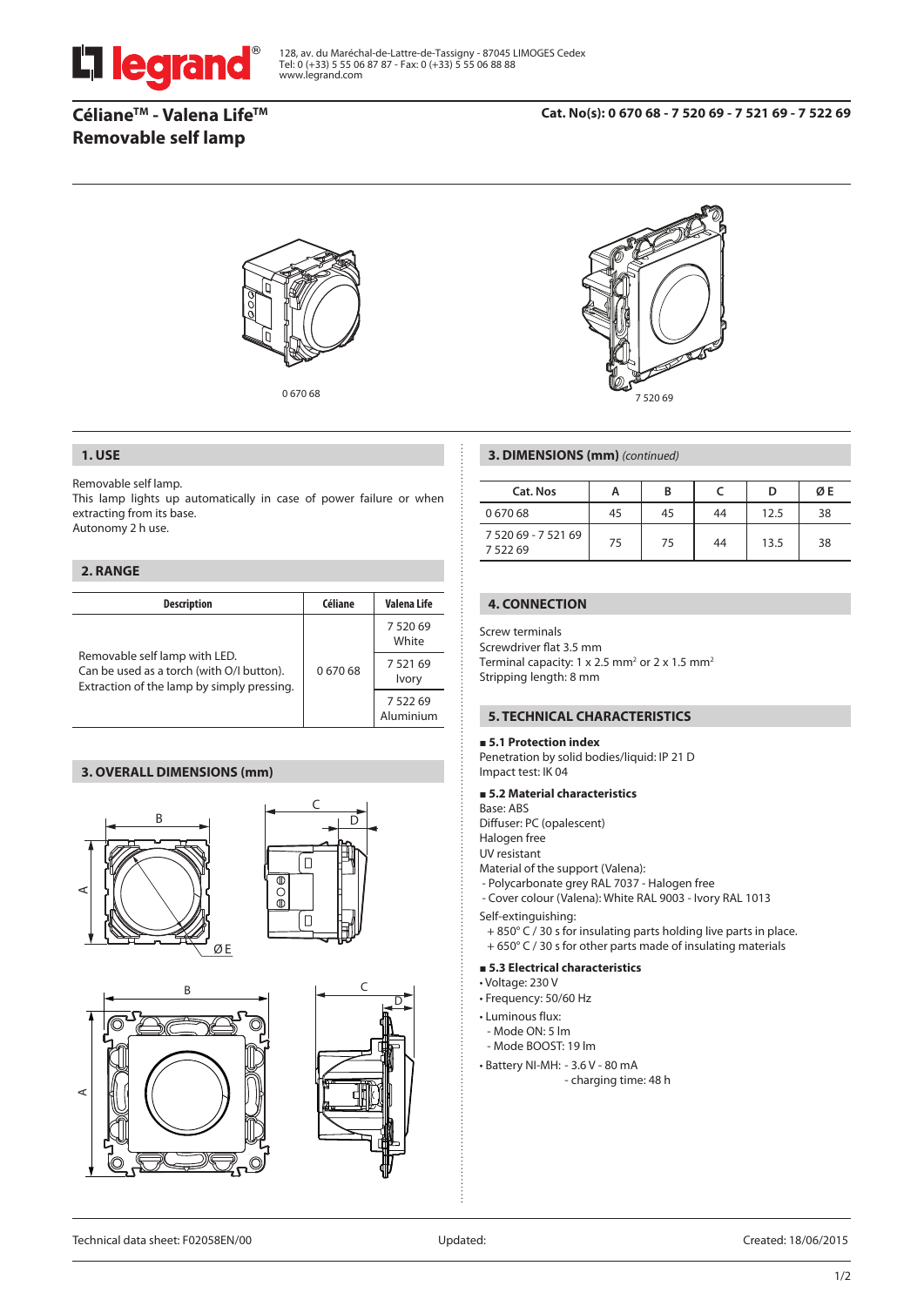128, av. du Maréchal-de-Lattre-de-Tassigny - 87045 LIMOGES Cedex
Tel: 0 (+33) 5 55 06 87 87 - Fax: 0 (+33) 5 55 06 88 88
www.legrand.com

# Céliane™ - Valena Life™
# Removable self lamp

**Cat. No(s): 0 670 68 - 7 520 69 - 7 521 69 - 7 522 69**

0 670 68

7 520 69

## 1. USE

Removable self lamp.
This lamp lights up automatically in case of power failure or when extracting from its base.
Autonomy 2 h use.

## 2. RANGE

| Description | Céliane | Valena Life |
|---|---|---|
| Removable self lamp with LED. Can be used as a torch (with O/I button). Extraction of the lamp by simply pressing. | 0 670 68 | 7 520 69 White |
| | | 7 521 69 Ivory |
| | | 7 522 69 Aluminium |

## 3. OVERALL DIMENSIONS (mm)

## 3. DIMENSIONS (mm) *(continued)*

| Cat. Nos | A | B | C | D | ØE |
|---|---|---|---|---|---|
| 0 670 68 | 45 | 45 | 44 | 12.5 | 38 |
| 7 520 69 - 7 521 69 7 522 69 | 75 | 75 | 44 | 13.5 | 38 |

## 4. CONNECTION

Screw terminals
Screwdriver flat 3.5 mm
Terminal capacity: 1 x 2.5 mm² or 2 x 1.5 mm²
Stripping length: 8 mm

## 5. TECHNICAL CHARACTERISTICS

**5.1 Protection index**

Penetration by solid bodies/liquid: IP 21 D
Impact test: IK 04

**5.2 Material characteristics**

Base: ABS
Diffuser: PC (opalescent)
Halogen free
UV resistant
Material of the support (Valena):
- Polycarbonate grey RAL 7037 - Halogen free
- Cover colour (Valena): White RAL 9003 - Ivory RAL 1013

Self-extinguishing:
+ 850° C / 30 s for insulating parts holding live parts in place.
+ 650° C / 30 s for other parts made of insulating materials

**5.3 Electrical characteristics**

- Voltage: 230 V
- Frequency: 50/60 Hz
- Luminous flux:
  - Mode ON: 5 lm
  - Mode BOOST: 19 lm
- Battery NI-MH: - 3.6 V - 80 mA
  - charging time: 48 h

Technical data sheet: F02058EN/00 Updated: Created: 18/06/2015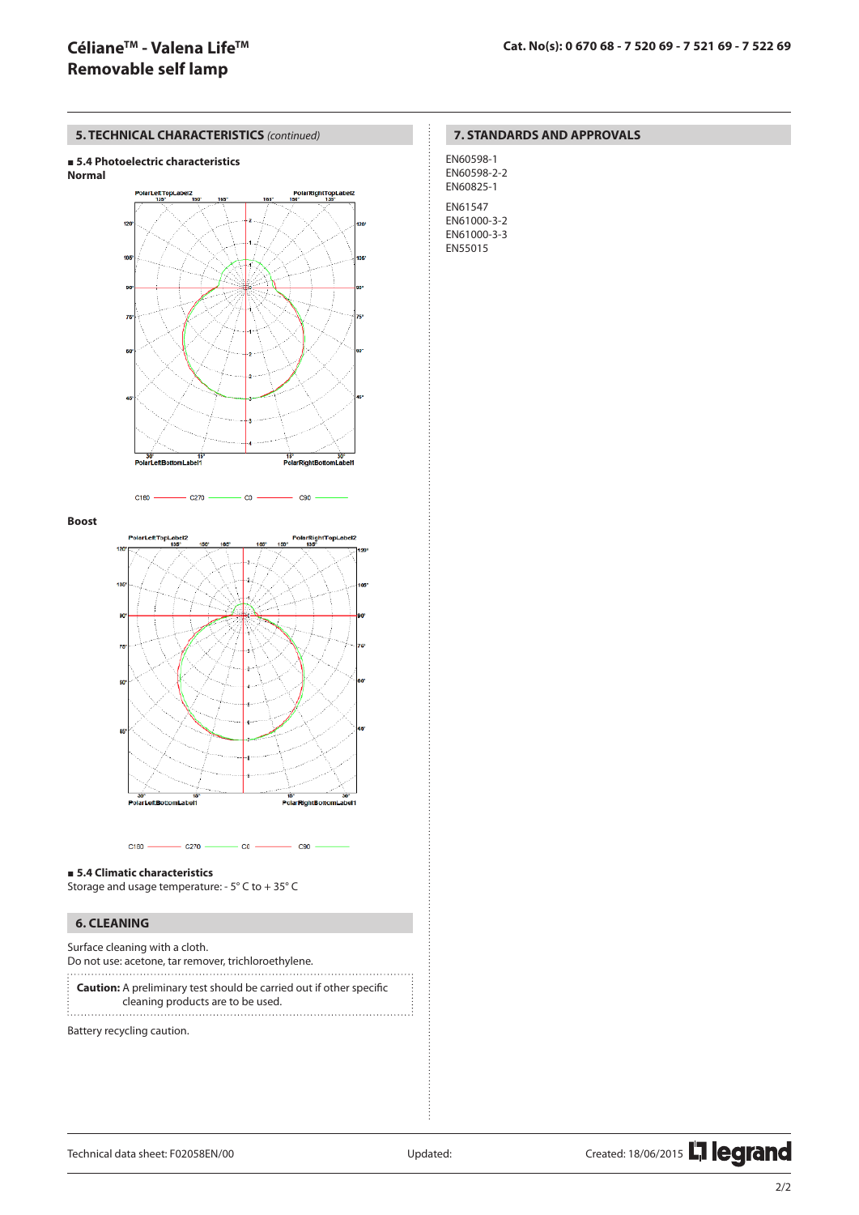## 5. TECHNICAL CHARACTERISTICS *(continued)*

### ■ 5.4 Photoelectric characteristics

**Normal**

PolarLeftTopLabel2 PolarRightTopLabel2
135° 150° 165° 165° 150° 135°
120° 120°
105° 105°
90° 90°
75° 75°
60° 60°
45° 45°
30° 15° 15° 30°
PolarLeftBottomLabel1 PolarRightBottomLabel1

C180 C270 C0 C90

**Boost**

PolarLeftTopLabel2 PolarRightTopLabel2
135° 150° 165° 165° 150° 135°
120° 120°
105° 105°
90° 90°
75° 75°
60° 60°
45° 45°
30° 15° 15° 30°
PolarLeftBottomLabel1 PolarRightBottomLabel1

C180 C270 C0 C90

### ■ 5.4 Climatic characteristics

Storage and usage temperature: - 5° C to + 35° C

## 6. CLEANING

Surface cleaning with a cloth.
Do not use: acetone, tar remover, trichloroethylene.

**Caution:** A preliminary test should be carried out if other specific cleaning products are to be used.

Battery recycling caution.

## 7. STANDARDS AND APPROVALS

EN60598-1
EN60598-2-2
EN60825-1

EN61547
EN61000-3-2
EN61000-3-3
EN55015